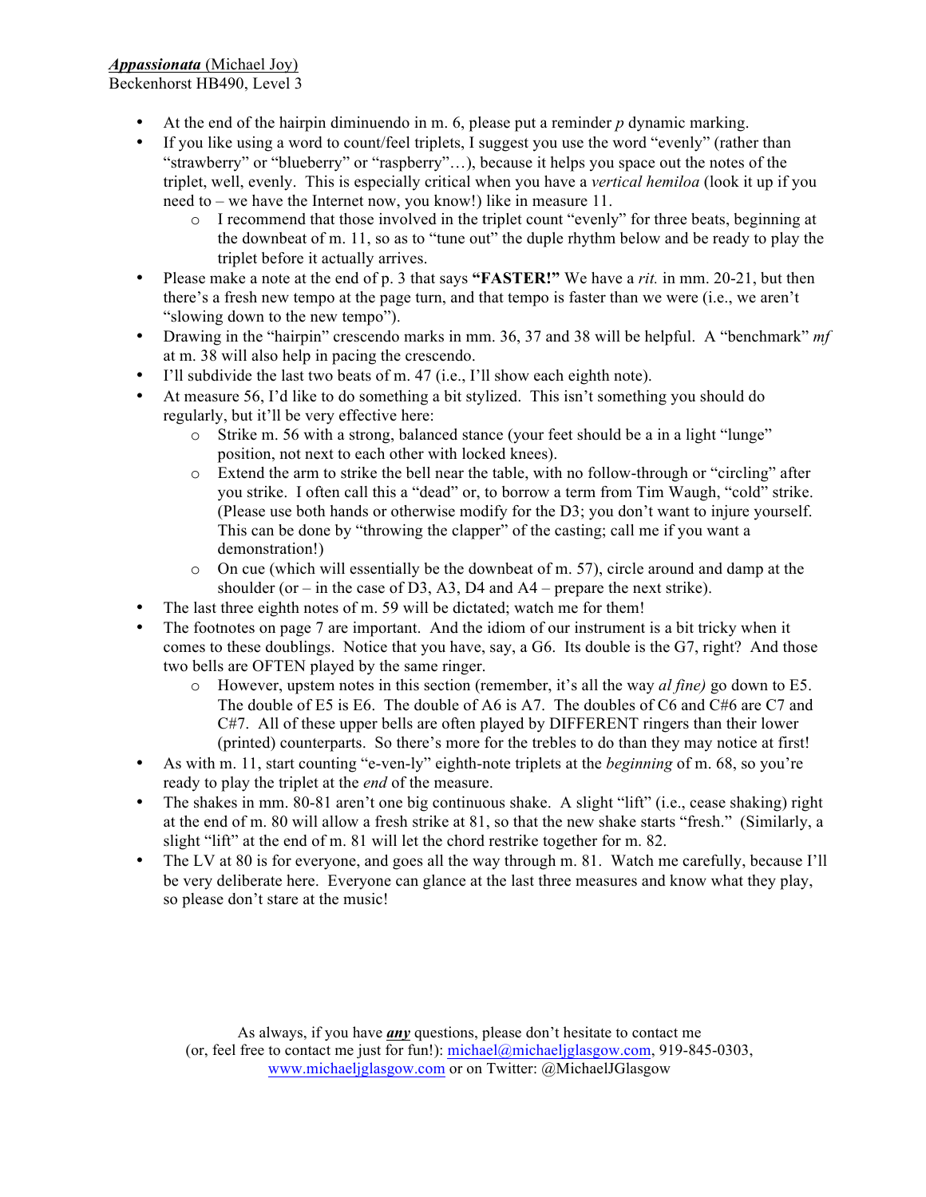***Appassionata*** (Michael Joy)
Beckenhorst HB490, Level 3

- At the end of the hairpin diminuendo in m. 6, please put a reminder *p* dynamic marking.
- If you like using a word to count/feel triplets, I suggest you use the word "evenly" (rather than "strawberry" or "blueberry" or "raspberry"…), because it helps you space out the notes of the triplet, well, evenly. This is especially critical when you have a *vertical hemiloa* (look it up if you need to – we have the Internet now, you know!) like in measure 11.
  - I recommend that those involved in the triplet count "evenly" for three beats, beginning at the downbeat of m. 11, so as to "tune out" the duple rhythm below and be ready to play the triplet before it actually arrives.
- Please make a note at the end of p. 3 that says **"FASTER!"** We have a *rit.* in mm. 20-21, but then there's a fresh new tempo at the page turn, and that tempo is faster than we were (i.e., we aren't "slowing down to the new tempo").
- Drawing in the "hairpin" crescendo marks in mm. 36, 37 and 38 will be helpful. A "benchmark" *mf* at m. 38 will also help in pacing the crescendo.
- I'll subdivide the last two beats of m. 47 (i.e., I'll show each eighth note).
- At measure 56, I'd like to do something a bit stylized. This isn't something you should do regularly, but it'll be very effective here:
  - Strike m. 56 with a strong, balanced stance (your feet should be a in a light "lunge" position, not next to each other with locked knees).
  - Extend the arm to strike the bell near the table, with no follow-through or "circling" after you strike. I often call this a "dead" or, to borrow a term from Tim Waugh, "cold" strike. (Please use both hands or otherwise modify for the D3; you don't want to injure yourself. This can be done by "throwing the clapper" of the casting; call me if you want a demonstration!)
  - On cue (which will essentially be the downbeat of m. 57), circle around and damp at the shoulder (or – in the case of D3, A3, D4 and A4 – prepare the next strike).
- The last three eighth notes of m. 59 will be dictated; watch me for them!
- The footnotes on page 7 are important. And the idiom of our instrument is a bit tricky when it comes to these doublings. Notice that you have, say, a G6. Its double is the G7, right? And those two bells are OFTEN played by the same ringer.
  - However, upstem notes in this section (remember, it's all the way *al fine)* go down to E5. The double of E5 is E6. The double of A6 is A7. The doubles of C6 and C#6 are C7 and C#7. All of these upper bells are often played by DIFFERENT ringers than their lower (printed) counterparts. So there's more for the trebles to do than they may notice at first!
- As with m. 11, start counting "e-ven-ly" eighth-note triplets at the *beginning* of m. 68, so you're ready to play the triplet at the *end* of the measure.
- The shakes in mm. 80-81 aren't one big continuous shake. A slight "lift" (i.e., cease shaking) right at the end of m. 80 will allow a fresh strike at 81, so that the new shake starts "fresh." (Similarly, a slight "lift" at the end of m. 81 will let the chord restrike together for m. 82.
- The LV at 80 is for everyone, and goes all the way through m. 81. Watch me carefully, because I'll be very deliberate here. Everyone can glance at the last three measures and know what they play, so please don't stare at the music!

As always, if you have ***any*** questions, please don't hesitate to contact me
(or, feel free to contact me just for fun!): michael@michaeljglasgow.com, 919-845-0303,
www.michaeljglasgow.com or on Twitter: @MichaelJGlasgow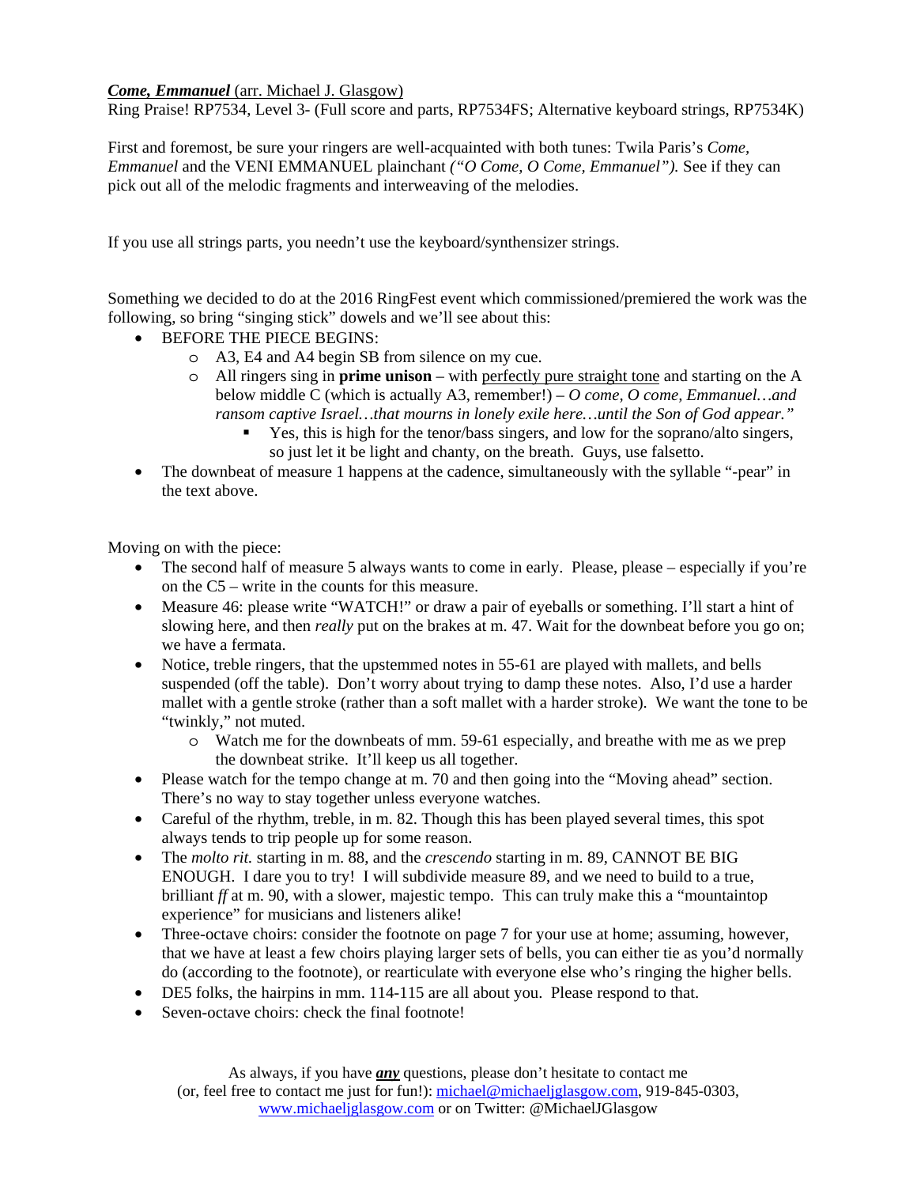***Come, Emmanuel*** (arr. Michael J. Glasgow)
Ring Praise! RP7534, Level 3- (Full score and parts, RP7534FS; Alternative keyboard strings, RP7534K)

First and foremost, be sure your ringers are well-acquainted with both tunes: Twila Paris's *Come, Emmanuel* and the VENI EMMANUEL plainchant *("O Come, O Come, Emmanuel").* See if they can pick out all of the melodic fragments and interweaving of the melodies.

If you use all strings parts, you needn't use the keyboard/synthensizer strings.

Something we decided to do at the 2016 RingFest event which commissioned/premiered the work was the following, so bring "singing stick" dowels and we'll see about this:

- BEFORE THE PIECE BEGINS:
  - A3, E4 and A4 begin SB from silence on my cue.
  - All ringers sing in **prime unison** – with perfectly pure straight tone and starting on the A below middle C (which is actually A3, remember!) – *O come, O come, Emmanuel…and ransom captive Israel…that mourns in lonely exile here…until the Son of God appear."*
    - Yes, this is high for the tenor/bass singers, and low for the soprano/alto singers, so just let it be light and chanty, on the breath. Guys, use falsetto.
- The downbeat of measure 1 happens at the cadence, simultaneously with the syllable "-pear" in the text above.

Moving on with the piece:

- The second half of measure 5 always wants to come in early. Please, please – especially if you're on the C5 – write in the counts for this measure.
- Measure 46: please write "WATCH!" or draw a pair of eyeballs or something. I'll start a hint of slowing here, and then *really* put on the brakes at m. 47. Wait for the downbeat before you go on; we have a fermata.
- Notice, treble ringers, that the upstemmed notes in 55-61 are played with mallets, and bells suspended (off the table). Don't worry about trying to damp these notes. Also, I'd use a harder mallet with a gentle stroke (rather than a soft mallet with a harder stroke). We want the tone to be "twinkly," not muted.
  - Watch me for the downbeats of mm. 59-61 especially, and breathe with me as we prep the downbeat strike. It'll keep us all together.
- Please watch for the tempo change at m. 70 and then going into the "Moving ahead" section. There's no way to stay together unless everyone watches.
- Careful of the rhythm, treble, in m. 82. Though this has been played several times, this spot always tends to trip people up for some reason.
- The *molto rit.* starting in m. 88, and the *crescendo* starting in m. 89, CANNOT BE BIG ENOUGH. I dare you to try! I will subdivide measure 89, and we need to build to a true, brilliant *ff* at m. 90, with a slower, majestic tempo. This can truly make this a "mountaintop experience" for musicians and listeners alike!
- Three-octave choirs: consider the footnote on page 7 for your use at home; assuming, however, that we have at least a few choirs playing larger sets of bells, you can either tie as you'd normally do (according to the footnote), or rearticulate with everyone else who's ringing the higher bells.
- DE5 folks, the hairpins in mm. 114-115 are all about you. Please respond to that.
- Seven-octave choirs: check the final footnote!

As always, if you have ***any*** questions, please don't hesitate to contact me (or, feel free to contact me just for fun!): michael@michaeljglasgow.com, 919-845-0303, www.michaeljglasgow.com or on Twitter: @MichaelJGlasgow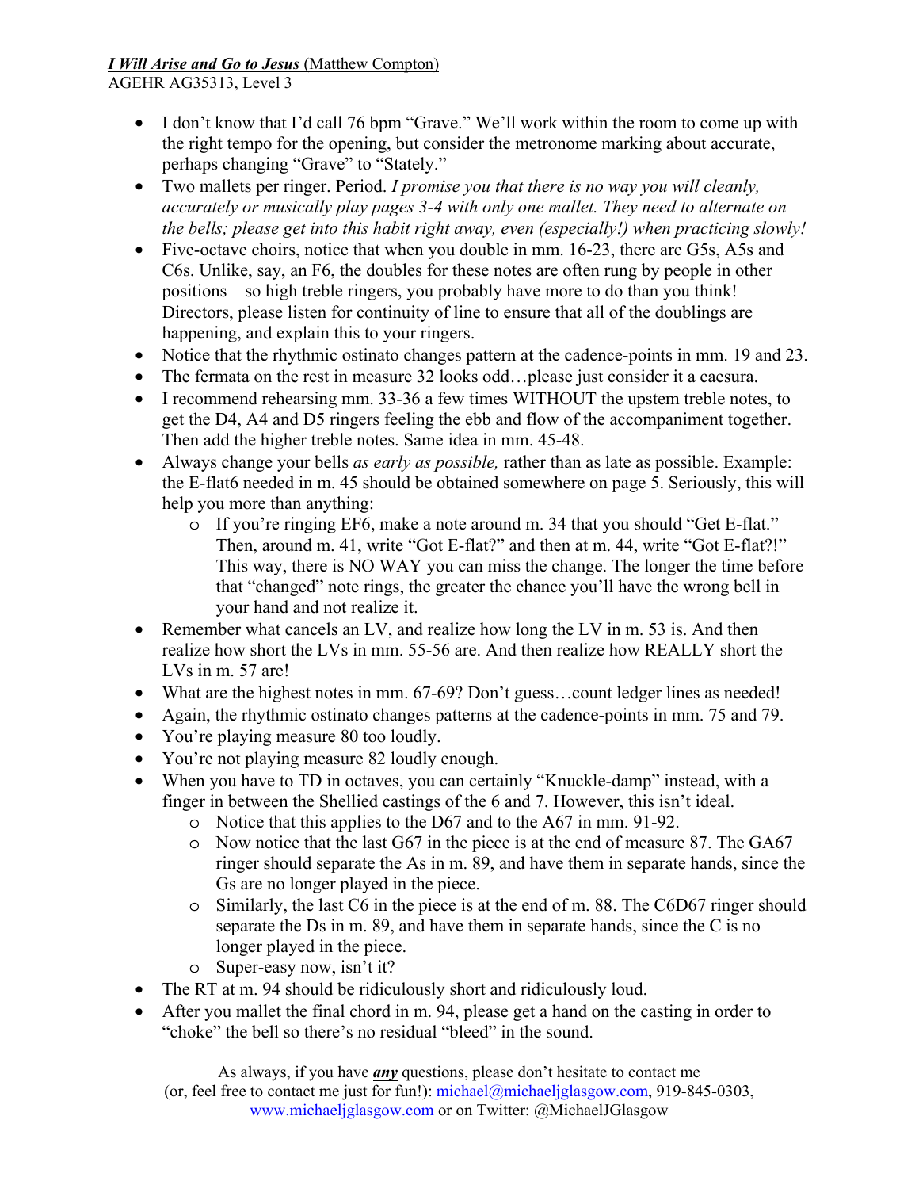***I Will Arise and Go to Jesus*** (Matthew Compton)
AGEHR AG35313, Level 3

- I don't know that I'd call 76 bpm "Grave." We'll work within the room to come up with the right tempo for the opening, but consider the metronome marking about accurate, perhaps changing "Grave" to "Stately."
- Two mallets per ringer. Period. *I promise you that there is no way you will cleanly, accurately or musically play pages 3-4 with only one mallet. They need to alternate on the bells; please get into this habit right away, even (especially!) when practicing slowly!*
- Five-octave choirs, notice that when you double in mm. 16-23, there are G5s, A5s and C6s. Unlike, say, an F6, the doubles for these notes are often rung by people in other positions – so high treble ringers, you probably have more to do than you think! Directors, please listen for continuity of line to ensure that all of the doublings are happening, and explain this to your ringers.
- Notice that the rhythmic ostinato changes pattern at the cadence-points in mm. 19 and 23.
- The fermata on the rest in measure 32 looks odd…please just consider it a caesura.
- I recommend rehearsing mm. 33-36 a few times WITHOUT the upstem treble notes, to get the D4, A4 and D5 ringers feeling the ebb and flow of the accompaniment together. Then add the higher treble notes. Same idea in mm. 45-48.
- Always change your bells *as early as possible,* rather than as late as possible. Example: the E-flat6 needed in m. 45 should be obtained somewhere on page 5. Seriously, this will help you more than anything:
  - If you're ringing EF6, make a note around m. 34 that you should "Get E-flat." Then, around m. 41, write "Got E-flat?" and then at m. 44, write "Got E-flat?!" This way, there is NO WAY you can miss the change. The longer the time before that "changed" note rings, the greater the chance you'll have the wrong bell in your hand and not realize it.
- Remember what cancels an LV, and realize how long the LV in m. 53 is. And then realize how short the LVs in mm. 55-56 are. And then realize how REALLY short the LVs in m. 57 are!
- What are the highest notes in mm. 67-69? Don't guess…count ledger lines as needed!
- Again, the rhythmic ostinato changes patterns at the cadence-points in mm. 75 and 79.
- You're playing measure 80 too loudly.
- You're not playing measure 82 loudly enough.
- When you have to TD in octaves, you can certainly "Knuckle-damp" instead, with a finger in between the Shellied castings of the 6 and 7. However, this isn't ideal.
  - Notice that this applies to the D67 and to the A67 in mm. 91-92.
  - Now notice that the last G67 in the piece is at the end of measure 87. The GA67 ringer should separate the As in m. 89, and have them in separate hands, since the Gs are no longer played in the piece.
  - Similarly, the last C6 in the piece is at the end of m. 88. The C6D67 ringer should separate the Ds in m. 89, and have them in separate hands, since the C is no longer played in the piece.
  - Super-easy now, isn't it?
- The RT at m. 94 should be ridiculously short and ridiculously loud.
- After you mallet the final chord in m. 94, please get a hand on the casting in order to "choke" the bell so there's no residual "bleed" in the sound.

As always, if you have ***any*** questions, please don't hesitate to contact me (or, feel free to contact me just for fun!): michael@michaeljglasgow.com, 919-845-0303, www.michaeljglasgow.com or on Twitter: @MichaelJGlasgow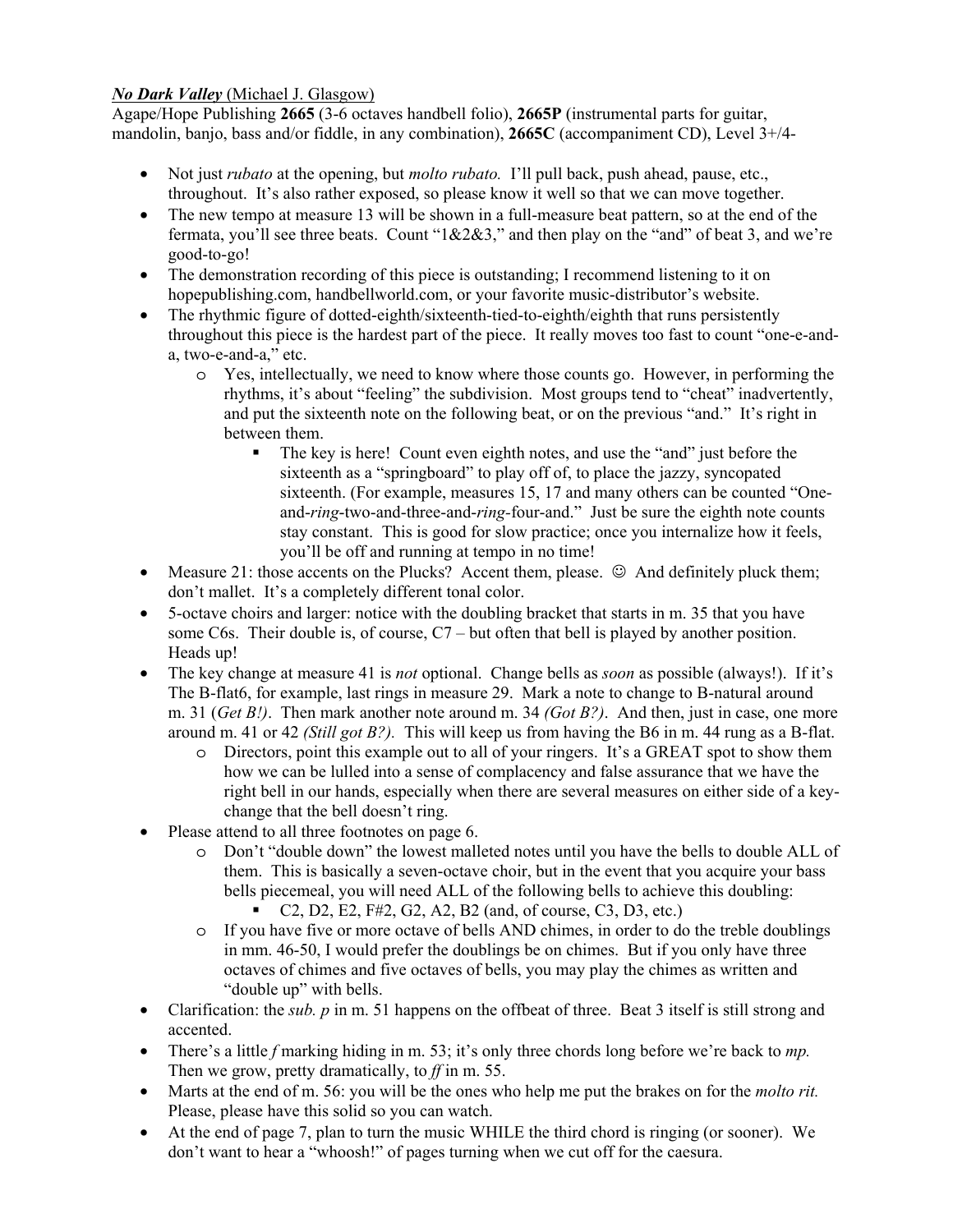***No Dark Valley*** (Michael J. Glasgow)
Agape/Hope Publishing **2665** (3-6 octaves handbell folio), **2665P** (instrumental parts for guitar, mandolin, banjo, bass and/or fiddle, in any combination), **2665C** (accompaniment CD), Level 3+/4-

- Not just *rubato* at the opening, but *molto rubato.* I'll pull back, push ahead, pause, etc., throughout. It's also rather exposed, so please know it well so that we can move together.
- The new tempo at measure 13 will be shown in a full-measure beat pattern, so at the end of the fermata, you'll see three beats. Count "1&2&3," and then play on the "and" of beat 3, and we're good-to-go!
- The demonstration recording of this piece is outstanding; I recommend listening to it on hopepublishing.com, handbellworld.com, or your favorite music-distributor's website.
- The rhythmic figure of dotted-eighth/sixteenth-tied-to-eighth/eighth that runs persistently throughout this piece is the hardest part of the piece. It really moves too fast to count "one-e-and-a, two-e-and-a," etc.
  - Yes, intellectually, we need to know where those counts go. However, in performing the rhythms, it's about "feeling" the subdivision. Most groups tend to "cheat" inadvertently, and put the sixteenth note on the following beat, or on the previous "and." It's right in between them.
    - The key is here! Count even eighth notes, and use the "and" just before the sixteenth as a "springboard" to play off of, to place the jazzy, syncopated sixteenth. (For example, measures 15, 17 and many others can be counted "One-and-*ring*-two-and-three-and-*ring*-four-and." Just be sure the eighth note counts stay constant. This is good for slow practice; once you internalize how it feels, you'll be off and running at tempo in no time!
- Measure 21: those accents on the Plucks? Accent them, please. ☺ And definitely pluck them; don't mallet. It's a completely different tonal color.
- 5-octave choirs and larger: notice with the doubling bracket that starts in m. 35 that you have some C6s. Their double is, of course, C7 – but often that bell is played by another position. Heads up!
- The key change at measure 41 is *not* optional. Change bells as *soon* as possible (always!). If it's The B-flat6, for example, last rings in measure 29. Mark a note to change to B-natural around m. 31 (*Get B!)*. Then mark another note around m. 34 *(Got B?)*. And then, just in case, one more around m. 41 or 42 *(Still got B?).* This will keep us from having the B6 in m. 44 rung as a B-flat.
  - Directors, point this example out to all of your ringers. It's a GREAT spot to show them how we can be lulled into a sense of complacency and false assurance that we have the right bell in our hands, especially when there are several measures on either side of a key-change that the bell doesn't ring.
- Please attend to all three footnotes on page 6.
  - Don't "double down" the lowest malleted notes until you have the bells to double ALL of them. This is basically a seven-octave choir, but in the event that you acquire your bass bells piecemeal, you will need ALL of the following bells to achieve this doubling:
    - C2, D2, E2, F#2, G2, A2, B2 (and, of course, C3, D3, etc.)
  - If you have five or more octave of bells AND chimes, in order to do the treble doublings in mm. 46-50, I would prefer the doublings be on chimes. But if you only have three octaves of chimes and five octaves of bells, you may play the chimes as written and "double up" with bells.
- Clarification: the *sub. p* in m. 51 happens on the offbeat of three. Beat 3 itself is still strong and accented.
- There's a little *f* marking hiding in m. 53; it's only three chords long before we're back to *mp.* Then we grow, pretty dramatically, to *ff* in m. 55.
- Marts at the end of m. 56: you will be the ones who help me put the brakes on for the *molto rit.* Please, please have this solid so you can watch.
- At the end of page 7, plan to turn the music WHILE the third chord is ringing (or sooner). We don't want to hear a "whoosh!" of pages turning when we cut off for the caesura.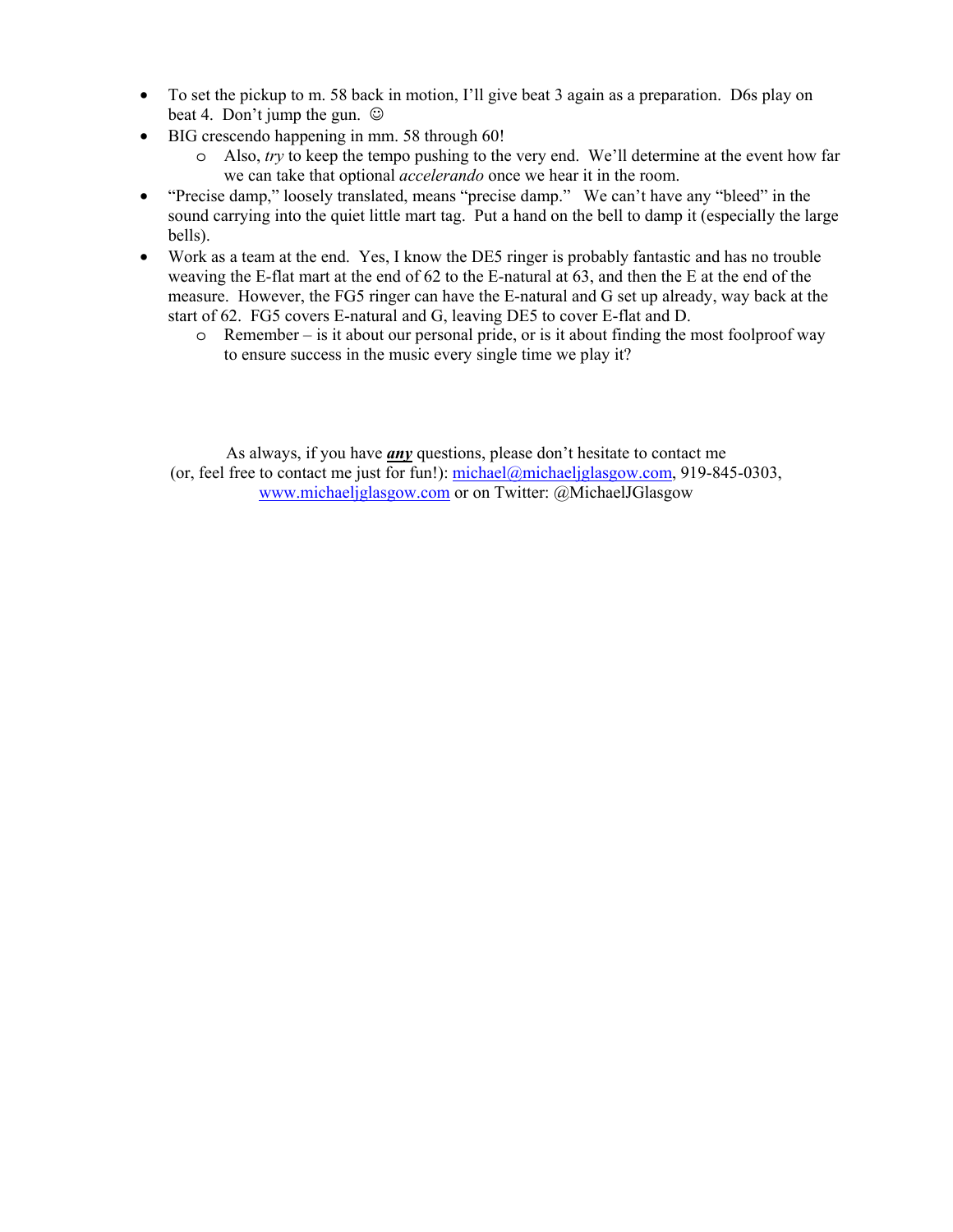- To set the pickup to m. 58 back in motion, I'll give beat 3 again as a preparation. D6s play on beat 4. Don't jump the gun. ☺
- BIG crescendo happening in mm. 58 through 60!
  - Also, *try* to keep the tempo pushing to the very end. We'll determine at the event how far we can take that optional *accelerando* once we hear it in the room.
- "Precise damp," loosely translated, means "precise damp." We can't have any "bleed" in the sound carrying into the quiet little mart tag. Put a hand on the bell to damp it (especially the large bells).
- Work as a team at the end. Yes, I know the DE5 ringer is probably fantastic and has no trouble weaving the E-flat mart at the end of 62 to the E-natural at 63, and then the E at the end of the measure. However, the FG5 ringer can have the E-natural and G set up already, way back at the start of 62. FG5 covers E-natural and G, leaving DE5 to cover E-flat and D.
  - Remember – is it about our personal pride, or is it about finding the most foolproof way to ensure success in the music every single time we play it?

As always, if you have ***<u>any</u>*** questions, please don't hesitate to contact me (or, feel free to contact me just for fun!): michael@michaeljglasgow.com, 919-845-0303, www.michaeljglasgow.com or on Twitter: @MichaelJGlasgow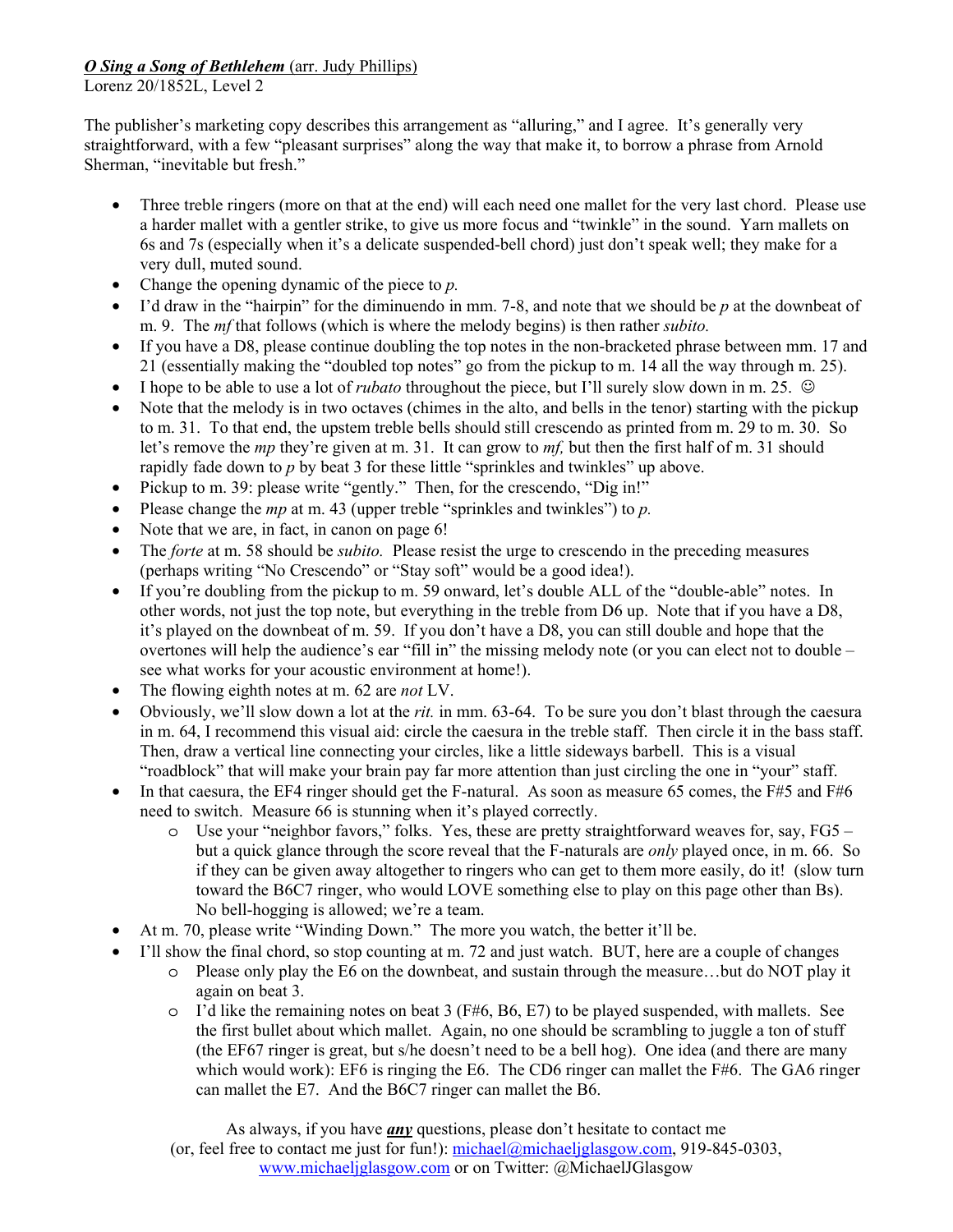***O Sing a Song of Bethlehem*** (arr. Judy Phillips)
Lorenz 20/1852L, Level 2

The publisher's marketing copy describes this arrangement as "alluring," and I agree. It's generally very straightforward, with a few "pleasant surprises" along the way that make it, to borrow a phrase from Arnold Sherman, "inevitable but fresh."

- Three treble ringers (more on that at the end) will each need one mallet for the very last chord. Please use a harder mallet with a gentler strike, to give us more focus and "twinkle" in the sound. Yarn mallets on 6s and 7s (especially when it's a delicate suspended-bell chord) just don't speak well; they make for a very dull, muted sound.
- Change the opening dynamic of the piece to *p.*
- I'd draw in the "hairpin" for the diminuendo in mm. 7-8, and note that we should be *p* at the downbeat of m. 9. The *mf* that follows (which is where the melody begins) is then rather *subito.*
- If you have a D8, please continue doubling the top notes in the non-bracketed phrase between mm. 17 and 21 (essentially making the "doubled top notes" go from the pickup to m. 14 all the way through m. 25).
- I hope to be able to use a lot of *rubato* throughout the piece, but I'll surely slow down in m. 25. ☺
- Note that the melody is in two octaves (chimes in the alto, and bells in the tenor) starting with the pickup to m. 31. To that end, the upstem treble bells should still crescendo as printed from m. 29 to m. 30. So let's remove the *mp* they're given at m. 31. It can grow to *mf,* but then the first half of m. 31 should rapidly fade down to *p* by beat 3 for these little "sprinkles and twinkles" up above.
- Pickup to m. 39: please write "gently." Then, for the crescendo, "Dig in!"
- Please change the *mp* at m. 43 (upper treble "sprinkles and twinkles") to *p.*
- Note that we are, in fact, in canon on page 6!
- The *forte* at m. 58 should be *subito.* Please resist the urge to crescendo in the preceding measures (perhaps writing "No Crescendo" or "Stay soft" would be a good idea!).
- If you're doubling from the pickup to m. 59 onward, let's double ALL of the "double-able" notes. In other words, not just the top note, but everything in the treble from D6 up. Note that if you have a D8, it's played on the downbeat of m. 59. If you don't have a D8, you can still double and hope that the overtones will help the audience's ear "fill in" the missing melody note (or you can elect not to double – see what works for your acoustic environment at home!).
- The flowing eighth notes at m. 62 are *not* LV.
- Obviously, we'll slow down a lot at the *rit.* in mm. 63-64. To be sure you don't blast through the caesura in m. 64, I recommend this visual aid: circle the caesura in the treble staff. Then circle it in the bass staff. Then, draw a vertical line connecting your circles, like a little sideways barbell. This is a visual "roadblock" that will make your brain pay far more attention than just circling the one in "your" staff.
- In that caesura, the EF4 ringer should get the F-natural. As soon as measure 65 comes, the F#5 and F#6 need to switch. Measure 66 is stunning when it's played correctly.
    - Use your "neighbor favors," folks. Yes, these are pretty straightforward weaves for, say, FG5 – but a quick glance through the score reveal that the F-naturals are *only* played once, in m. 66. So if they can be given away altogether to ringers who can get to them more easily, do it! (slow turn toward the B6C7 ringer, who would LOVE something else to play on this page other than Bs). No bell-hogging is allowed; we're a team.
- At m. 70, please write "Winding Down." The more you watch, the better it'll be.
- I'll show the final chord, so stop counting at m. 72 and just watch. BUT, here are a couple of changes
    - Please only play the E6 on the downbeat, and sustain through the measure…but do NOT play it again on beat 3.
    - I'd like the remaining notes on beat 3 (F#6, B6, E7) to be played suspended, with mallets. See the first bullet about which mallet. Again, no one should be scrambling to juggle a ton of stuff (the EF67 ringer is great, but s/he doesn't need to be a bell hog). One idea (and there are many which would work): EF6 is ringing the E6. The CD6 ringer can mallet the F#6. The GA6 ringer can mallet the E7. And the B6C7 ringer can mallet the B6.

As always, if you have ***any*** questions, please don't hesitate to contact me (or, feel free to contact me just for fun!): michael@michaeljglasgow.com, 919-845-0303, www.michaeljglasgow.com or on Twitter: @MichaelJGlasgow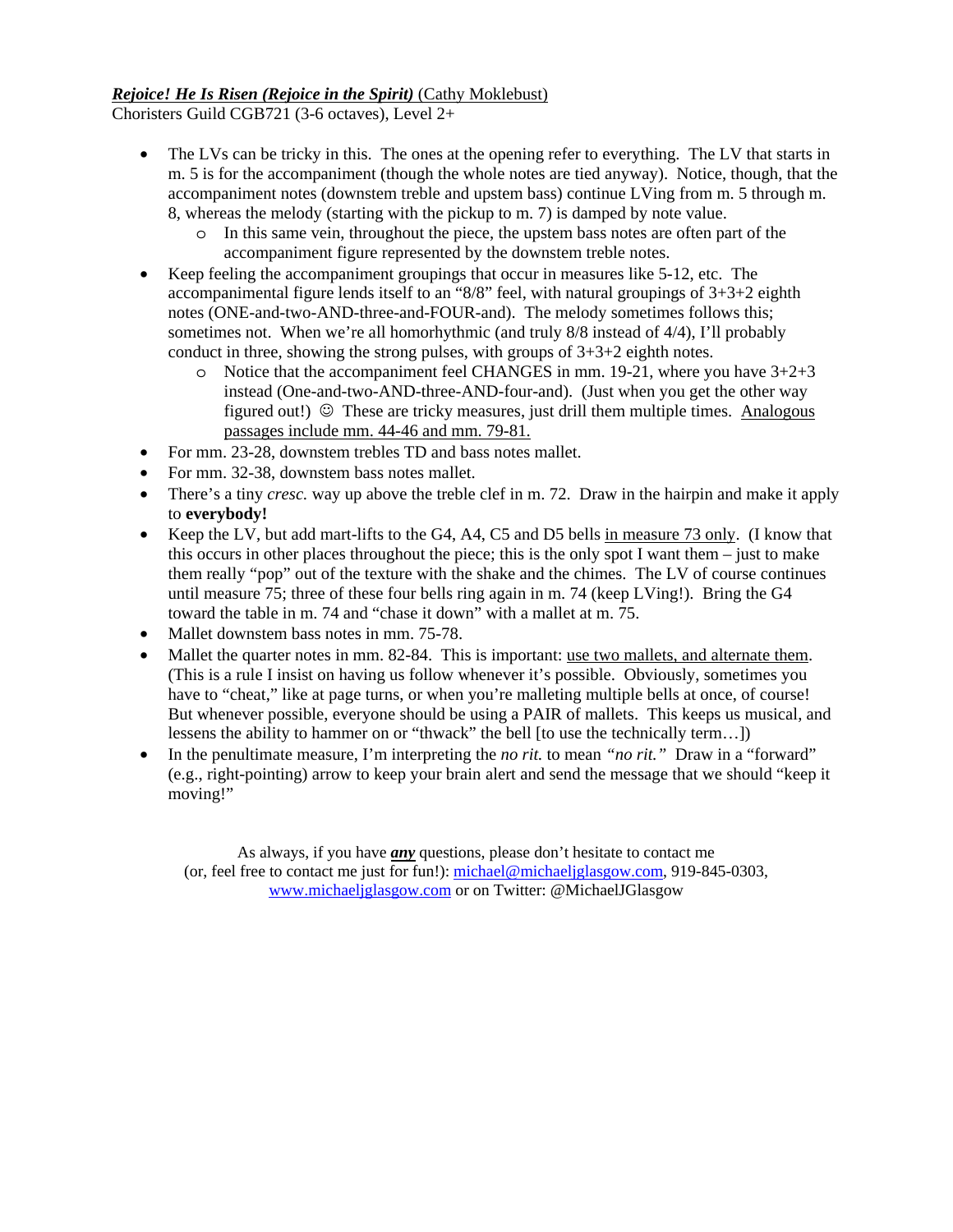***Rejoice! He Is Risen (Rejoice in the Spirit)*** (Cathy Moklebust)
Choristers Guild CGB721 (3-6 octaves), Level 2+

- The LVs can be tricky in this. The ones at the opening refer to everything. The LV that starts in m. 5 is for the accompaniment (though the whole notes are tied anyway). Notice, though, that the accompaniment notes (downstem treble and upstem bass) continue LVing from m. 5 through m. 8, whereas the melody (starting with the pickup to m. 7) is damped by note value.
    - In this same vein, throughout the piece, the upstem bass notes are often part of the accompaniment figure represented by the downstem treble notes.
- Keep feeling the accompaniment groupings that occur in measures like 5-12, etc. The accompanimental figure lends itself to an "8/8" feel, with natural groupings of 3+3+2 eighth notes (ONE-and-two-AND-three-and-FOUR-and). The melody sometimes follows this; sometimes not. When we're all homorhythmic (and truly 8/8 instead of 4/4), I'll probably conduct in three, showing the strong pulses, with groups of 3+3+2 eighth notes.
    - Notice that the accompaniment feel CHANGES in mm. 19-21, where you have 3+2+3 instead (One-and-two-AND-three-AND-four-and). (Just when you get the other way figured out!) ☺ These are tricky measures, just drill them multiple times. <u>Analogous passages include mm. 44-46 and mm. 79-81.</u>
- For mm. 23-28, downstem trebles TD and bass notes mallet.
- For mm. 32-38, downstem bass notes mallet.
- There's a tiny *cresc.* way up above the treble clef in m. 72. Draw in the hairpin and make it apply to **everybody!**
- Keep the LV, but add mart-lifts to the G4, A4, C5 and D5 bells <u>in measure 73 only</u>. (I know that this occurs in other places throughout the piece; this is the only spot I want them – just to make them really "pop" out of the texture with the shake and the chimes. The LV of course continues until measure 75; three of these four bells ring again in m. 74 (keep LVing!). Bring the G4 toward the table in m. 74 and "chase it down" with a mallet at m. 75.
- Mallet downstem bass notes in mm. 75-78.
- Mallet the quarter notes in mm. 82-84. This is important: <u>use two mallets, and alternate them</u>. (This is a rule I insist on having us follow whenever it's possible. Obviously, sometimes you have to "cheat," like at page turns, or when you're malleting multiple bells at once, of course! But whenever possible, everyone should be using a PAIR of mallets. This keeps us musical, and lessens the ability to hammer on or "thwack" the bell [to use the technically term…])
- In the penultimate measure, I'm interpreting the *no rit.* to mean *"no rit."* Draw in a "forward" (e.g., right-pointing) arrow to keep your brain alert and send the message that we should "keep it moving!"

As always, if you have ***<u>any</u>*** questions, please don't hesitate to contact me (or, feel free to contact me just for fun!): michael@michaeljglasgow.com, 919-845-0303, www.michaeljglasgow.com or on Twitter: @MichaelJGlasgow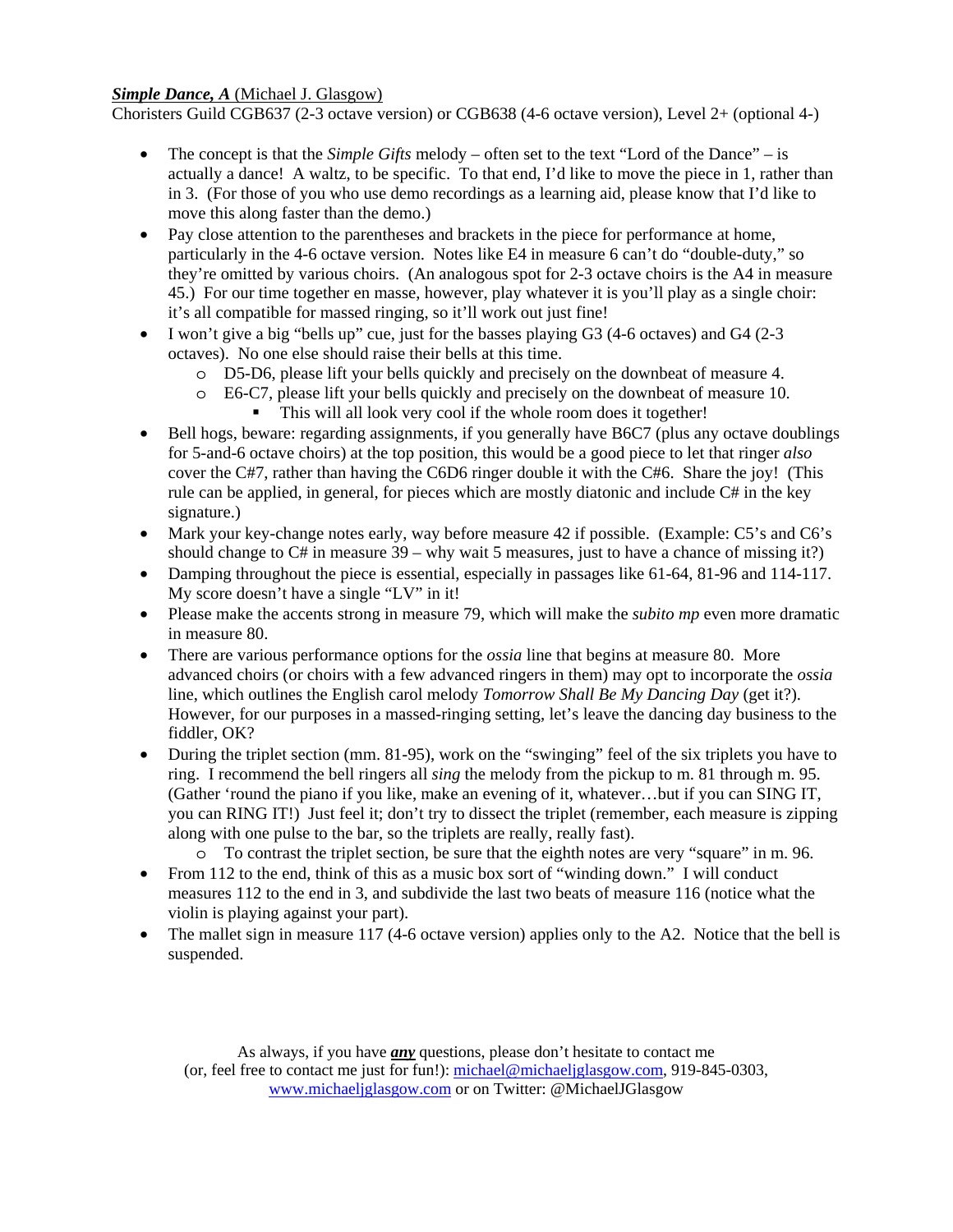***Simple Dance, A*** (Michael J. Glasgow)
Choristers Guild CGB637 (2-3 octave version) or CGB638 (4-6 octave version), Level 2+ (optional 4-)

- The concept is that the *Simple Gifts* melody – often set to the text "Lord of the Dance" – is actually a dance! A waltz, to be specific. To that end, I'd like to move the piece in 1, rather than in 3. (For those of you who use demo recordings as a learning aid, please know that I'd like to move this along faster than the demo.)
- Pay close attention to the parentheses and brackets in the piece for performance at home, particularly in the 4-6 octave version. Notes like E4 in measure 6 can't do "double-duty," so they're omitted by various choirs. (An analogous spot for 2-3 octave choirs is the A4 in measure 45.) For our time together en masse, however, play whatever it is you'll play as a single choir: it's all compatible for massed ringing, so it'll work out just fine!
- I won't give a big "bells up" cue, just for the basses playing G3 (4-6 octaves) and G4 (2-3 octaves). No one else should raise their bells at this time.
    - D5-D6, please lift your bells quickly and precisely on the downbeat of measure 4.
    - E6-C7, please lift your bells quickly and precisely on the downbeat of measure 10.
        - This will all look very cool if the whole room does it together!
- Bell hogs, beware: regarding assignments, if you generally have B6C7 (plus any octave doublings for 5-and-6 octave choirs) at the top position, this would be a good piece to let that ringer *also* cover the C#7, rather than having the C6D6 ringer double it with the C#6. Share the joy! (This rule can be applied, in general, for pieces which are mostly diatonic and include C# in the key signature.)
- Mark your key-change notes early, way before measure 42 if possible. (Example: C5's and C6's should change to C# in measure 39 – why wait 5 measures, just to have a chance of missing it?)
- Damping throughout the piece is essential, especially in passages like 61-64, 81-96 and 114-117. My score doesn't have a single "LV" in it!
- Please make the accents strong in measure 79, which will make the *subito mp* even more dramatic in measure 80.
- There are various performance options for the *ossia* line that begins at measure 80. More advanced choirs (or choirs with a few advanced ringers in them) may opt to incorporate the *ossia* line, which outlines the English carol melody *Tomorrow Shall Be My Dancing Day* (get it?). However, for our purposes in a massed-ringing setting, let's leave the dancing day business to the fiddler, OK?
- During the triplet section (mm. 81-95), work on the "swinging" feel of the six triplets you have to ring. I recommend the bell ringers all *sing* the melody from the pickup to m. 81 through m. 95. (Gather 'round the piano if you like, make an evening of it, whatever…but if you can SING IT, you can RING IT!) Just feel it; don't try to dissect the triplet (remember, each measure is zipping along with one pulse to the bar, so the triplets are really, really fast).
    - To contrast the triplet section, be sure that the eighth notes are very "square" in m. 96.
- From 112 to the end, think of this as a music box sort of "winding down." I will conduct measures 112 to the end in 3, and subdivide the last two beats of measure 116 (notice what the violin is playing against your part).
- The mallet sign in measure 117 (4-6 octave version) applies only to the A2. Notice that the bell is suspended.

As always, if you have ***any*** questions, please don't hesitate to contact me
(or, feel free to contact me just for fun!): michael@michaeljglasgow.com, 919-845-0303,
www.michaeljglasgow.com or on Twitter: @MichaelJGlasgow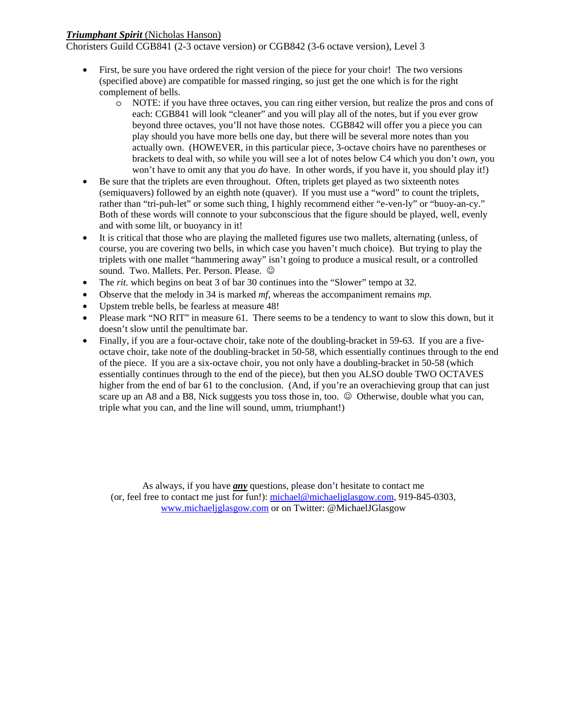***Triumphant Spirit*** (Nicholas Hanson)

Choristers Guild CGB841 (2-3 octave version) or CGB842 (3-6 octave version), Level 3

- First, be sure you have ordered the right version of the piece for your choir! The two versions (specified above) are compatible for massed ringing, so just get the one which is for the right complement of bells.
    - NOTE: if you have three octaves, you can ring either version, but realize the pros and cons of each: CGB841 will look "cleaner" and you will play all of the notes, but if you ever grow beyond three octaves, you'll not have those notes. CGB842 will offer you a piece you can play should you have more bells one day, but there will be several more notes than you actually own. (HOWEVER, in this particular piece, 3-octave choirs have no parentheses or brackets to deal with, so while you will see a lot of notes below C4 which you don't *own*, you won't have to omit any that you *do* have. In other words, if you have it, you should play it!)
- Be sure that the triplets are even throughout. Often, triplets get played as two sixteenth notes (semiquavers) followed by an eighth note (quaver). If you must use a "word" to count the triplets, rather than "tri-puh-let" or some such thing, I highly recommend either "e-ven-ly" or "buoy-an-cy." Both of these words will connote to your subconscious that the figure should be played, well, evenly and with some lilt, or buoyancy in it!
- It is critical that those who are playing the malleted figures use two mallets, alternating (unless, of course, you are covering two bells, in which case you haven't much choice). But trying to play the triplets with one mallet "hammering away" isn't going to produce a musical result, or a controlled sound. Two. Mallets. Per. Person. Please. ☺
- The *rit.* which begins on beat 3 of bar 30 continues into the "Slower" tempo at 32.
- Observe that the melody in 34 is marked *mf*, whereas the accompaniment remains *mp.*
- Upstem treble bells, be fearless at measure 48!
- Please mark "NO RIT" in measure 61. There seems to be a tendency to want to slow this down, but it doesn't slow until the penultimate bar.
- Finally, if you are a four-octave choir, take note of the doubling-bracket in 59-63. If you are a five-octave choir, take note of the doubling-bracket in 50-58, which essentially continues through to the end of the piece. If you are a six-octave choir, you not only have a doubling-bracket in 50-58 (which essentially continues through to the end of the piece), but then you ALSO double TWO OCTAVES higher from the end of bar 61 to the conclusion. (And, if you're an overachieving group that can just scare up an A8 and a B8, Nick suggests you toss those in, too. ☺ Otherwise, double what you can, triple what you can, and the line will sound, umm, triumphant!)

As always, if you have ***any*** questions, please don't hesitate to contact me (or, feel free to contact me just for fun!): michael@michaeljglasgow.com, 919-845-0303, www.michaeljglasgow.com or on Twitter: @MichaelJGlasgow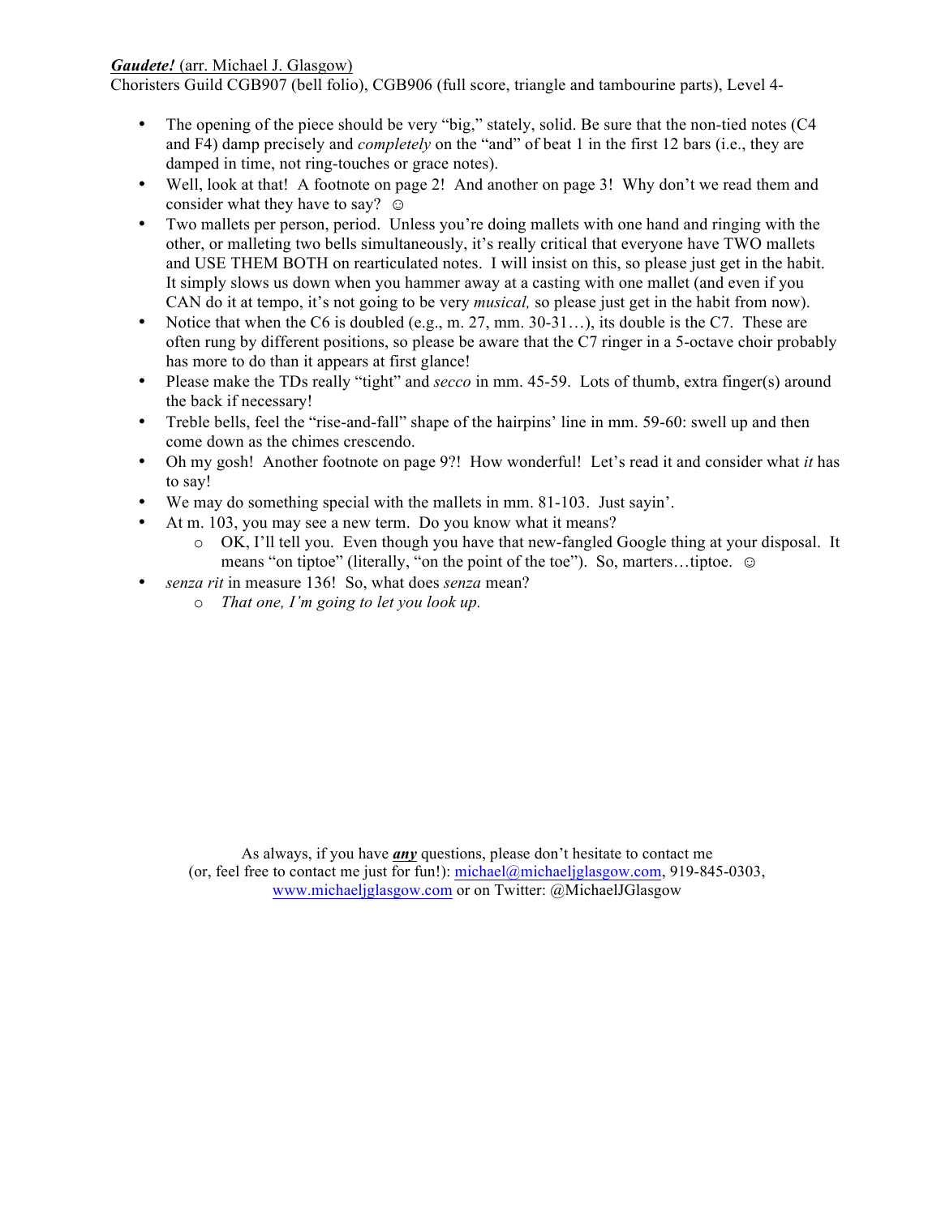***Gaudete!*** (arr. Michael J. Glasgow)
Choristers Guild CGB907 (bell folio), CGB906 (full score, triangle and tambourine parts), Level 4-

- The opening of the piece should be very "big," stately, solid. Be sure that the non-tied notes (C4 and F4) damp precisely and *completely* on the "and" of beat 1 in the first 12 bars (i.e., they are damped in time, not ring-touches or grace notes).
- Well, look at that! A footnote on page 2! And another on page 3! Why don't we read them and consider what they have to say? ☺
- Two mallets per person, period. Unless you're doing mallets with one hand and ringing with the other, or malleting two bells simultaneously, it's really critical that everyone have TWO mallets and USE THEM BOTH on rearticulated notes. I will insist on this, so please just get in the habit. It simply slows us down when you hammer away at a casting with one mallet (and even if you CAN do it at tempo, it's not going to be very *musical,* so please just get in the habit from now).
- Notice that when the C6 is doubled (e.g., m. 27, mm. 30-31…), its double is the C7. These are often rung by different positions, so please be aware that the C7 ringer in a 5-octave choir probably has more to do than it appears at first glance!
- Please make the TDs really "tight" and *secco* in mm. 45-59. Lots of thumb, extra finger(s) around the back if necessary!
- Treble bells, feel the "rise-and-fall" shape of the hairpins' line in mm. 59-60: swell up and then come down as the chimes crescendo.
- Oh my gosh! Another footnote on page 9?! How wonderful! Let's read it and consider what *it* has to say!
- We may do something special with the mallets in mm. 81-103. Just sayin'.
- At m. 103, you may see a new term. Do you know what it means?
  - OK, I'll tell you. Even though you have that new-fangled Google thing at your disposal. It means "on tiptoe" (literally, "on the point of the toe"). So, marters…tiptoe. ☺
- *senza rit* in measure 136! So, what does *senza* mean?
  - *That one, I'm going to let you look up.*

As always, if you have ***any*** questions, please don't hesitate to contact me
(or, feel free to contact me just for fun!): michael@michaeljglasgow.com, 919-845-0303,
www.michaeljglasgow.com or on Twitter: @MichaelJGlasgow